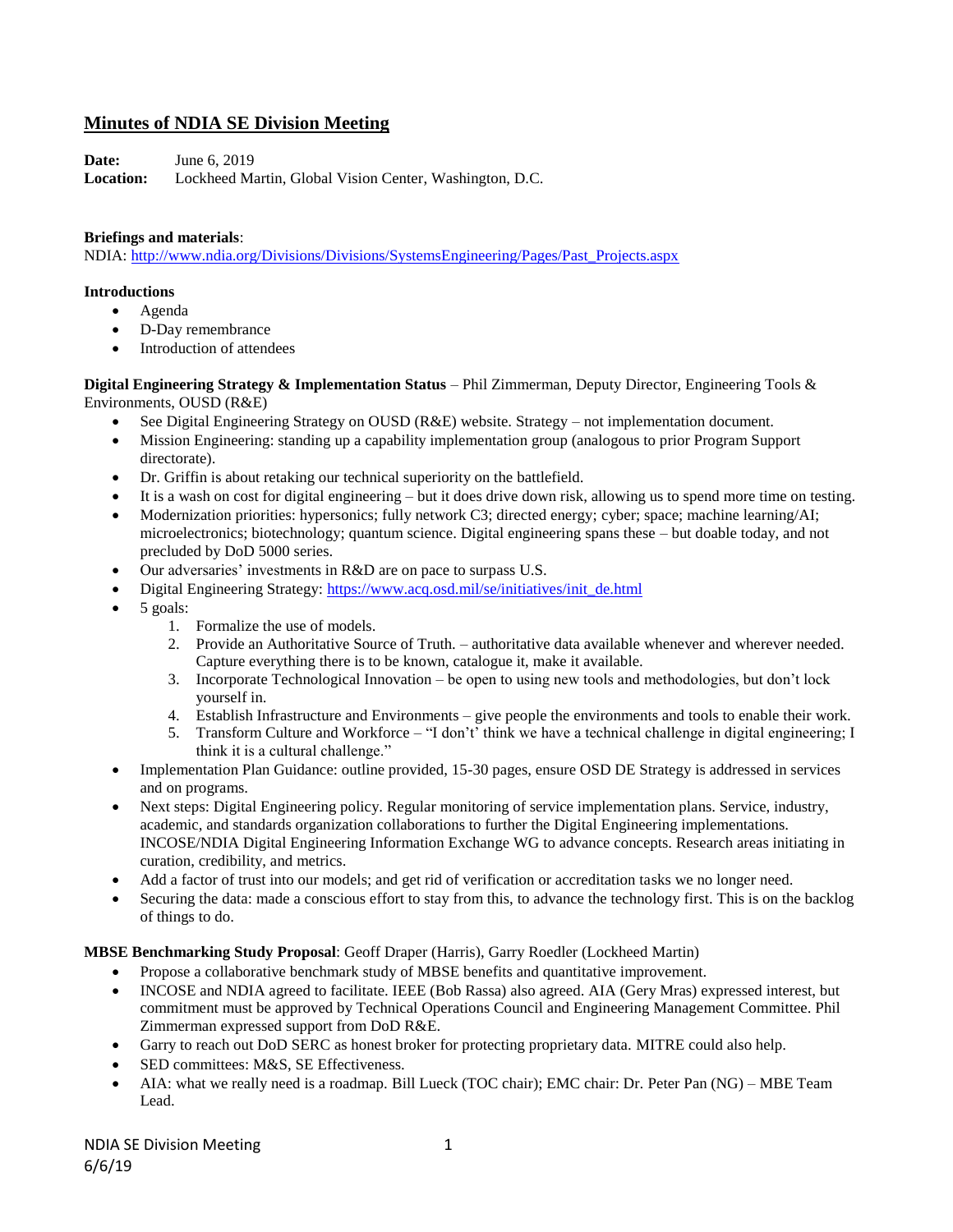# Minutes of NDIA SE Division Meeting

**Date:** June 6, 2019
**Location:** Lockheed Martin, Global Vision Center, Washington, D.C.

**Briefings and materials**:
NDIA: [http://www.ndia.org/Divisions/Divisions/SystemsEngineering/Pages/Past_Projects.aspx](http://www.ndia.org/Divisions/Divisions/SystemsEngineering/Pages/Past_Projects.aspx)

**Introductions**

- Agenda
- D-Day remembrance
- Introduction of attendees

**Digital Engineering Strategy & Implementation Status** – Phil Zimmerman, Deputy Director, Engineering Tools & Environments, OUSD (R&E)

- See Digital Engineering Strategy on OUSD (R&E) website. Strategy – not implementation document.
- Mission Engineering: standing up a capability implementation group (analogous to prior Program Support directorate).
- Dr. Griffin is about retaking our technical superiority on the battlefield.
- It is a wash on cost for digital engineering – but it does drive down risk, allowing us to spend more time on testing.
- Modernization priorities: hypersonics; fully network C3; directed energy; cyber; space; machine learning/AI; microelectronics; biotechnology; quantum science. Digital engineering spans these – but doable today, and not precluded by DoD 5000 series.
- Our adversaries' investments in R&D are on pace to surpass U.S.
- Digital Engineering Strategy: [https://www.acq.osd.mil/se/initiatives/init_de.html](https://www.acq.osd.mil/se/initiatives/init_de.html)
- 5 goals:
  1. Formalize the use of models.
  2. Provide an Authoritative Source of Truth. – authoritative data available whenever and wherever needed. Capture everything there is to be known, catalogue it, make it available.
  3. Incorporate Technological Innovation – be open to using new tools and methodologies, but don't lock yourself in.
  4. Establish Infrastructure and Environments – give people the environments and tools to enable their work.
  5. Transform Culture and Workforce – "I don't' think we have a technical challenge in digital engineering; I think it is a cultural challenge."
- Implementation Plan Guidance: outline provided, 15-30 pages, ensure OSD DE Strategy is addressed in services and on programs.
- Next steps: Digital Engineering policy. Regular monitoring of service implementation plans. Service, industry, academic, and standards organization collaborations to further the Digital Engineering implementations. INCOSE/NDIA Digital Engineering Information Exchange WG to advance concepts. Research areas initiating in curation, credibility, and metrics.
- Add a factor of trust into our models; and get rid of verification or accreditation tasks we no longer need.
- Securing the data: made a conscious effort to stay from this, to advance the technology first. This is on the backlog of things to do.

**MBSE Benchmarking Study Proposal**: Geoff Draper (Harris), Garry Roedler (Lockheed Martin)

- Propose a collaborative benchmark study of MBSE benefits and quantitative improvement.
- INCOSE and NDIA agreed to facilitate. IEEE (Bob Rassa) also agreed. AIA (Gery Mras) expressed interest, but commitment must be approved by Technical Operations Council and Engineering Management Committee. Phil Zimmerman expressed support from DoD R&E.
- Garry to reach out DoD SERC as honest broker for protecting proprietary data. MITRE could also help.
- SED committees: M&S, SE Effectiveness.
- AIA: what we really need is a roadmap. Bill Lueck (TOC chair); EMC chair: Dr. Peter Pan (NG) – MBE Team Lead.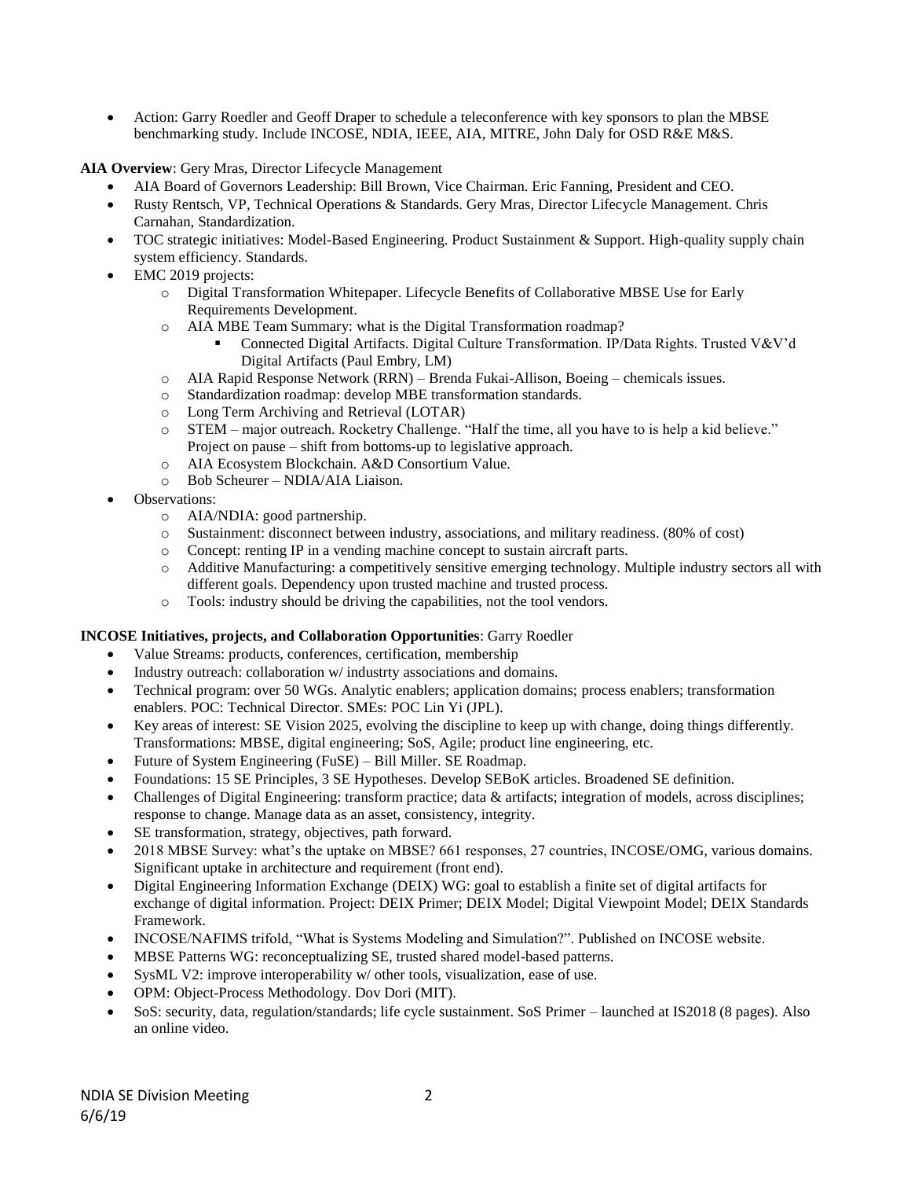- Action: Garry Roedler and Geoff Draper to schedule a teleconference with key sponsors to plan the MBSE benchmarking study. Include INCOSE, NDIA, IEEE, AIA, MITRE, John Daly for OSD R&E M&S.

**AIA Overview**: Gery Mras, Director Lifecycle Management

- AIA Board of Governors Leadership: Bill Brown, Vice Chairman. Eric Fanning, President and CEO.
- Rusty Rentsch, VP, Technical Operations & Standards. Gery Mras, Director Lifecycle Management. Chris Carnahan, Standardization.
- TOC strategic initiatives: Model-Based Engineering. Product Sustainment & Support. High-quality supply chain system efficiency. Standards.
- EMC 2019 projects:
    - Digital Transformation Whitepaper. Lifecycle Benefits of Collaborative MBSE Use for Early Requirements Development.
    - AIA MBE Team Summary: what is the Digital Transformation roadmap?
        - Connected Digital Artifacts. Digital Culture Transformation. IP/Data Rights. Trusted V&V'd Digital Artifacts (Paul Embry, LM)
    - AIA Rapid Response Network (RRN) – Brenda Fukai-Allison, Boeing – chemicals issues.
    - Standardization roadmap: develop MBE transformation standards.
    - Long Term Archiving and Retrieval (LOTAR)
    - STEM – major outreach. Rocketry Challenge. "Half the time, all you have to is help a kid believe." Project on pause – shift from bottoms-up to legislative approach.
    - AIA Ecosystem Blockchain. A&D Consortium Value.
    - Bob Scheurer – NDIA/AIA Liaison.
- Observations:
    - AIA/NDIA: good partnership.
    - Sustainment: disconnect between industry, associations, and military readiness. (80% of cost)
    - Concept: renting IP in a vending machine concept to sustain aircraft parts.
    - Additive Manufacturing: a competitively sensitive emerging technology. Multiple industry sectors all with different goals. Dependency upon trusted machine and trusted process.
    - Tools: industry should be driving the capabilities, not the tool vendors.

**INCOSE Initiatives, projects, and Collaboration Opportunities**: Garry Roedler

- Value Streams: products, conferences, certification, membership
- Industry outreach: collaboration w/ industrty associations and domains.
- Technical program: over 50 WGs. Analytic enablers; application domains; process enablers; transformation enablers. POC: Technical Director. SMEs: POC Lin Yi (JPL).
- Key areas of interest: SE Vision 2025, evolving the discipline to keep up with change, doing things differently. Transformations: MBSE, digital engineering; SoS, Agile; product line engineering, etc.
- Future of System Engineering (FuSE) – Bill Miller. SE Roadmap.
- Foundations: 15 SE Principles, 3 SE Hypotheses. Develop SEBoK articles. Broadened SE definition.
- Challenges of Digital Engineering: transform practice; data & artifacts; integration of models, across disciplines; response to change. Manage data as an asset, consistency, integrity.
- SE transformation, strategy, objectives, path forward.
- 2018 MBSE Survey: what's the uptake on MBSE? 661 responses, 27 countries, INCOSE/OMG, various domains. Significant uptake in architecture and requirement (front end).
- Digital Engineering Information Exchange (DEIX) WG: goal to establish a finite set of digital artifacts for exchange of digital information. Project: DEIX Primer; DEIX Model; Digital Viewpoint Model; DEIX Standards Framework.
- INCOSE/NAFIMS trifold, "What is Systems Modeling and Simulation?". Published on INCOSE website.
- MBSE Patterns WG: reconceptualizing SE, trusted shared model-based patterns.
- SysML V2: improve interoperability w/ other tools, visualization, ease of use.
- OPM: Object-Process Methodology. Dov Dori (MIT).
- SoS: security, data, regulation/standards; life cycle sustainment. SoS Primer – launched at IS2018 (8 pages). Also an online video.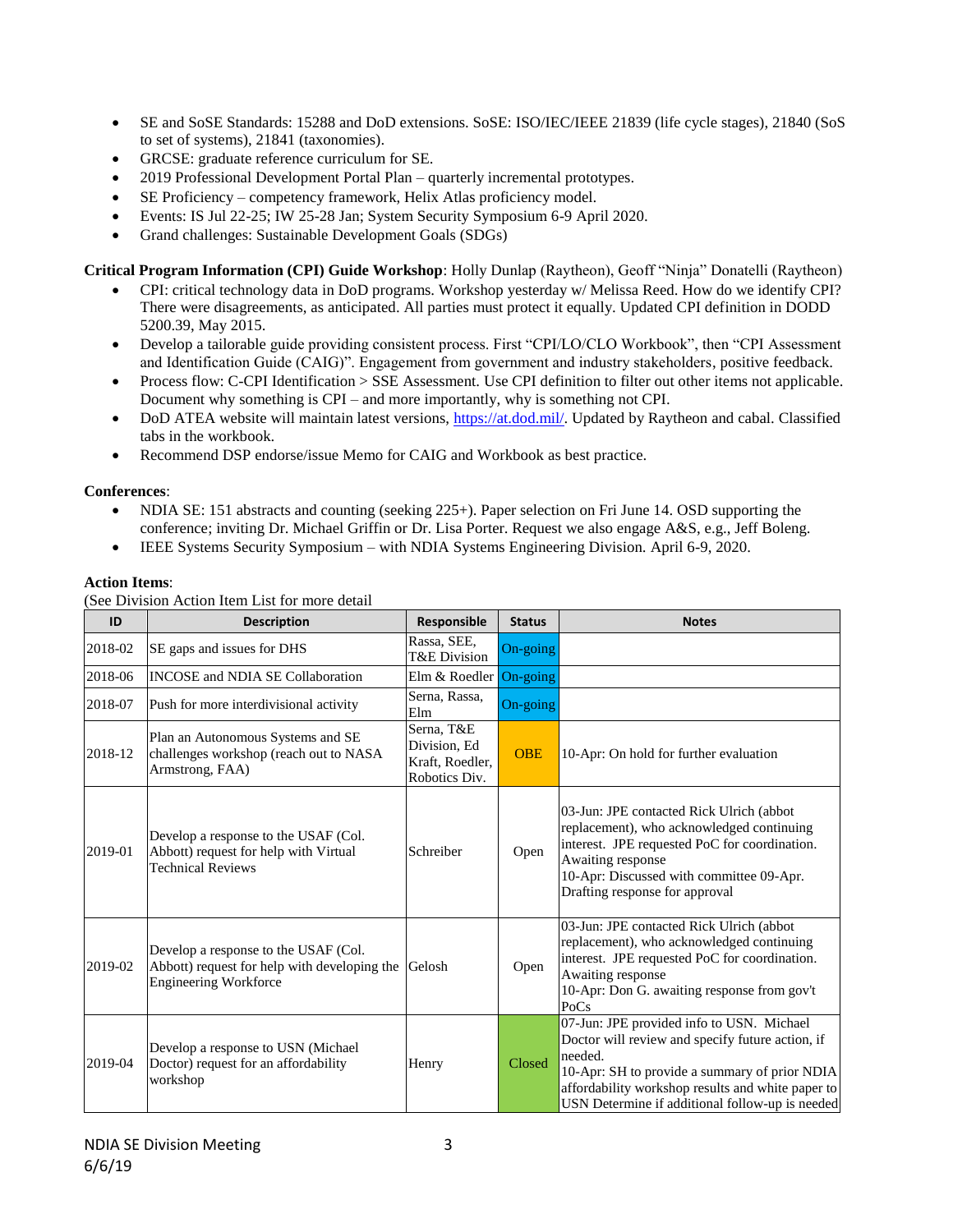- SE and SoSE Standards: 15288 and DoD extensions. SoSE: ISO/IEC/IEEE 21839 (life cycle stages), 21840 (SoS to set of systems), 21841 (taxonomies).
- GRCSE: graduate reference curriculum for SE.
- 2019 Professional Development Portal Plan – quarterly incremental prototypes.
- SE Proficiency – competency framework, Helix Atlas proficiency model.
- Events: IS Jul 22-25; IW 25-28 Jan; System Security Symposium 6-9 April 2020.
- Grand challenges: Sustainable Development Goals (SDGs)

**Critical Program Information (CPI) Guide Workshop**: Holly Dunlap (Raytheon), Geoff "Ninja" Donatelli (Raytheon)

- CPI: critical technology data in DoD programs. Workshop yesterday w/ Melissa Reed. How do we identify CPI? There were disagreements, as anticipated. All parties must protect it equally. Updated CPI definition in DODD 5200.39, May 2015.
- Develop a tailorable guide providing consistent process. First "CPI/LO/CLO Workbook", then "CPI Assessment and Identification Guide (CAIG)". Engagement from government and industry stakeholders, positive feedback.
- Process flow: C-CPI Identification > SSE Assessment. Use CPI definition to filter out other items not applicable. Document why something is CPI – and more importantly, why is something not CPI.
- DoD ATEA website will maintain latest versions, https://at.dod.mil/. Updated by Raytheon and cabal. Classified tabs in the workbook.
- Recommend DSP endorse/issue Memo for CAIG and Workbook as best practice.

**Conferences**:

- NDIA SE: 151 abstracts and counting (seeking 225+). Paper selection on Fri June 14. OSD supporting the conference; inviting Dr. Michael Griffin or Dr. Lisa Porter. Request we also engage A&S, e.g., Jeff Boleng.
- IEEE Systems Security Symposium – with NDIA Systems Engineering Division. April 6-9, 2020.

**Action Items**:

(See Division Action Item List for more detail

| ID | Description | Responsible | Status | Notes |
|---|---|---|---|---|
| 2018-02 | SE gaps and issues for DHS | Rassa, SEE, T&E Division | On-going | |
| 2018-06 | INCOSE and NDIA SE Collaboration | Elm & Roedler | On-going | |
| 2018-07 | Push for more interdivisional activity | Serna, Rassa, Elm | On-going | |
| 2018-12 | Plan an Autonomous Systems and SE challenges workshop (reach out to NASA Armstrong, FAA) | Serna, T&E Division, Ed Kraft, Roedler, Robotics Div. | OBE | 10-Apr: On hold for further evaluation |
| 2019-01 | Develop a response to the USAF (Col. Abbott) request for help with Virtual Technical Reviews | Schreiber | Open | 03-Jun: JPE contacted Rick Ulrich (abbot replacement), who acknowledged continuing interest. JPE requested PoC for coordination. Awaiting response<br>10-Apr: Discussed with committee 09-Apr. Drafting response for approval |
| 2019-02 | Develop a response to the USAF (Col. Abbott) request for help with developing the Engineering Workforce | Gelosh | Open | 03-Jun: JPE contacted Rick Ulrich (abbot replacement), who acknowledged continuing interest. JPE requested PoC for coordination. Awaiting response<br>10-Apr: Don G. awaiting response from gov't PoCs |
| 2019-04 | Develop a response to USN (Michael Doctor) request for an affordability workshop | Henry | Closed | 07-Jun: JPE provided info to USN. Michael Doctor will review and specify future action, if needed.<br>10-Apr: SH to provide a summary of prior NDIA affordability workshop results and white paper to USN Determine if additional follow-up is needed |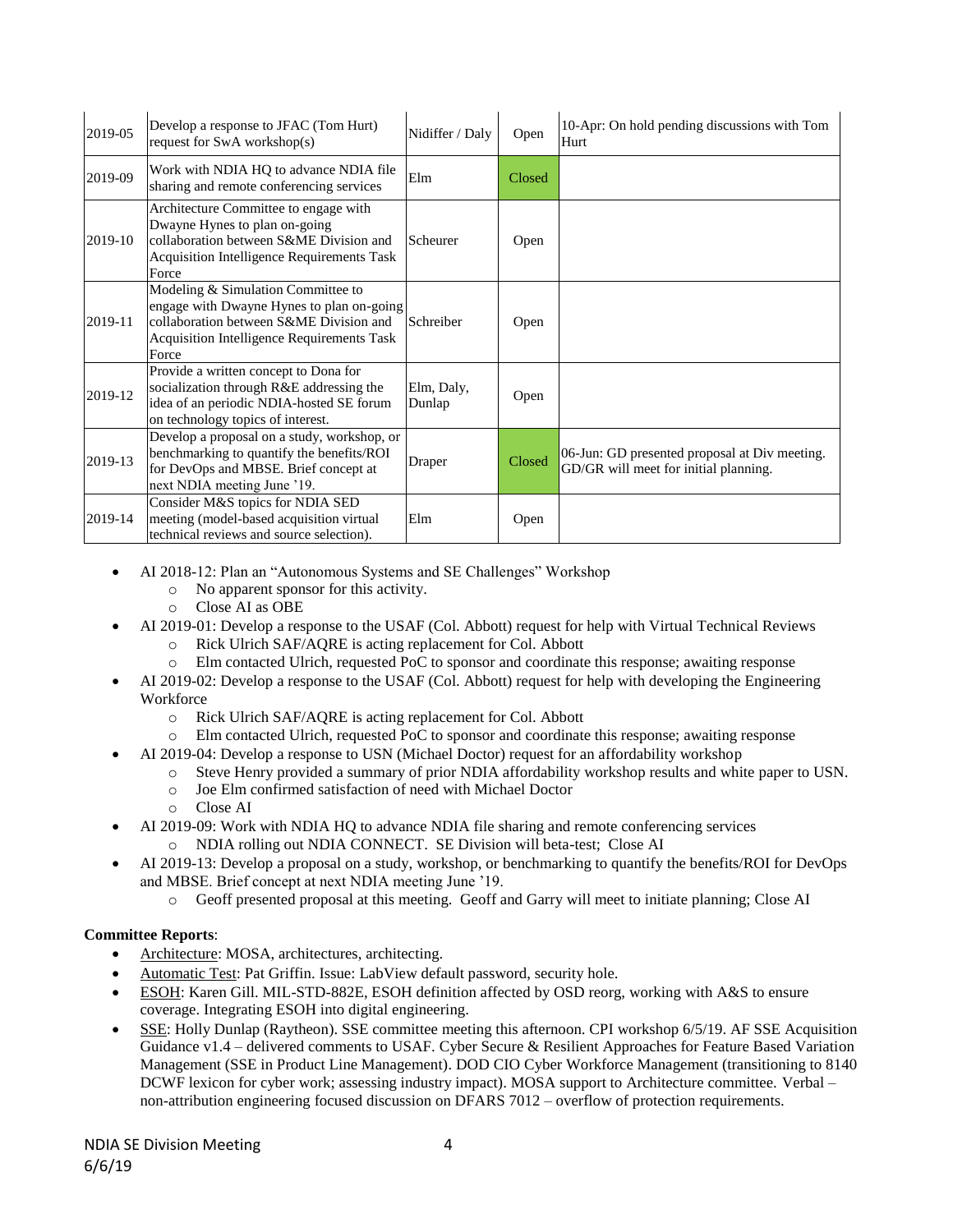| 2019-05 | Develop a response to JFAC (Tom Hurt) request for SwA workshop(s) | Nidiffer / Daly | Open | 10-Apr: On hold pending discussions with Tom Hurt |
|---|---|---|---|---|
| 2019-09 | Work with NDIA HQ to advance NDIA file sharing and remote conferencing services | Elm | Closed | |
| 2019-10 | Architecture Committee to engage with Dwayne Hynes to plan on-going collaboration between S&ME Division and Acquisition Intelligence Requirements Task Force | Scheurer | Open | |
| 2019-11 | Modeling & Simulation Committee to engage with Dwayne Hynes to plan on-going collaboration between S&ME Division and Acquisition Intelligence Requirements Task Force | Schreiber | Open | |
| 2019-12 | Provide a written concept to Dona for socialization through R&E addressing the idea of an periodic NDIA-hosted SE forum on technology topics of interest. | Elm, Daly, Dunlap | Open | |
| 2019-13 | Develop a proposal on a study, workshop, or benchmarking to quantify the benefits/ROI for DevOps and MBSE. Brief concept at next NDIA meeting June '19. | Draper | Closed | 06-Jun: GD presented proposal at Div meeting. GD/GR will meet for initial planning. |
| 2019-14 | Consider M&S topics for NDIA SED meeting (model-based acquisition virtual technical reviews and source selection). | Elm | Open | |

- AI 2018-12: Plan an "Autonomous Systems and SE Challenges" Workshop
  - No apparent sponsor for this activity.
  - Close AI as OBE
- AI 2019-01: Develop a response to the USAF (Col. Abbott) request for help with Virtual Technical Reviews
  - Rick Ulrich SAF/AQRE is acting replacement for Col. Abbott
  - Elm contacted Ulrich, requested PoC to sponsor and coordinate this response; awaiting response
- AI 2019-02: Develop a response to the USAF (Col. Abbott) request for help with developing the Engineering Workforce
  - Rick Ulrich SAF/AQRE is acting replacement for Col. Abbott
  - Elm contacted Ulrich, requested PoC to sponsor and coordinate this response; awaiting response
- AI 2019-04: Develop a response to USN (Michael Doctor) request for an affordability workshop
  - Steve Henry provided a summary of prior NDIA affordability workshop results and white paper to USN.
  - Joe Elm confirmed satisfaction of need with Michael Doctor
  - Close AI
- AI 2019-09: Work with NDIA HQ to advance NDIA file sharing and remote conferencing services
  - NDIA rolling out NDIA CONNECT. SE Division will beta-test; Close AI
- AI 2019-13: Develop a proposal on a study, workshop, or benchmarking to quantify the benefits/ROI for DevOps and MBSE. Brief concept at next NDIA meeting June '19.
  - Geoff presented proposal at this meeting. Geoff and Garry will meet to initiate planning; Close AI

**Committee Reports**:

- Architecture: MOSA, architectures, architecting.
- Automatic Test: Pat Griffin. Issue: LabView default password, security hole.
- ESOH: Karen Gill. MIL-STD-882E, ESOH definition affected by OSD reorg, working with A&S to ensure coverage. Integrating ESOH into digital engineering.
- SSE: Holly Dunlap (Raytheon). SSE committee meeting this afternoon. CPI workshop 6/5/19. AF SSE Acquisition Guidance v1.4 – delivered comments to USAF. Cyber Secure & Resilient Approaches for Feature Based Variation Management (SSE in Product Line Management). DOD CIO Cyber Workforce Management (transitioning to 8140 DCWF lexicon for cyber work; assessing industry impact). MOSA support to Architecture committee. Verbal – non-attribution engineering focused discussion on DFARS 7012 – overflow of protection requirements.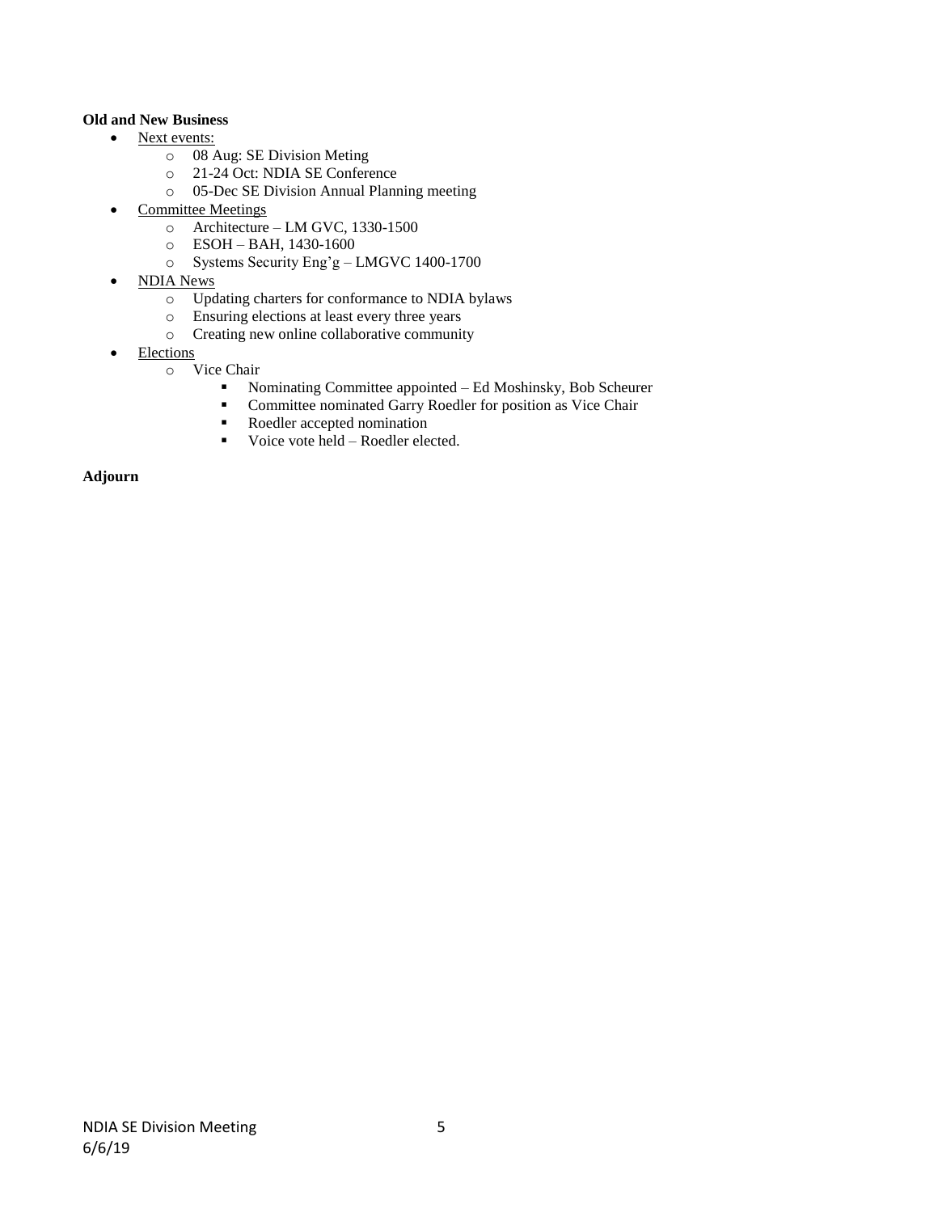**Old and New Business**

- Next events:
  - 08 Aug: SE Division Meting
  - 21-24 Oct: NDIA SE Conference
  - 05-Dec SE Division Annual Planning meeting
- Committee Meetings
  - Architecture – LM GVC, 1330-1500
  - ESOH – BAH, 1430-1600
  - Systems Security Eng'g – LMGVC 1400-1700
- NDIA News
  - Updating charters for conformance to NDIA bylaws
  - Ensuring elections at least every three years
  - Creating new online collaborative community
- Elections
  - Vice Chair
    - Nominating Committee appointed – Ed Moshinsky, Bob Scheurer
    - Committee nominated Garry Roedler for position as Vice Chair
    - Roedler accepted nomination
    - Voice vote held – Roedler elected.

**Adjourn**